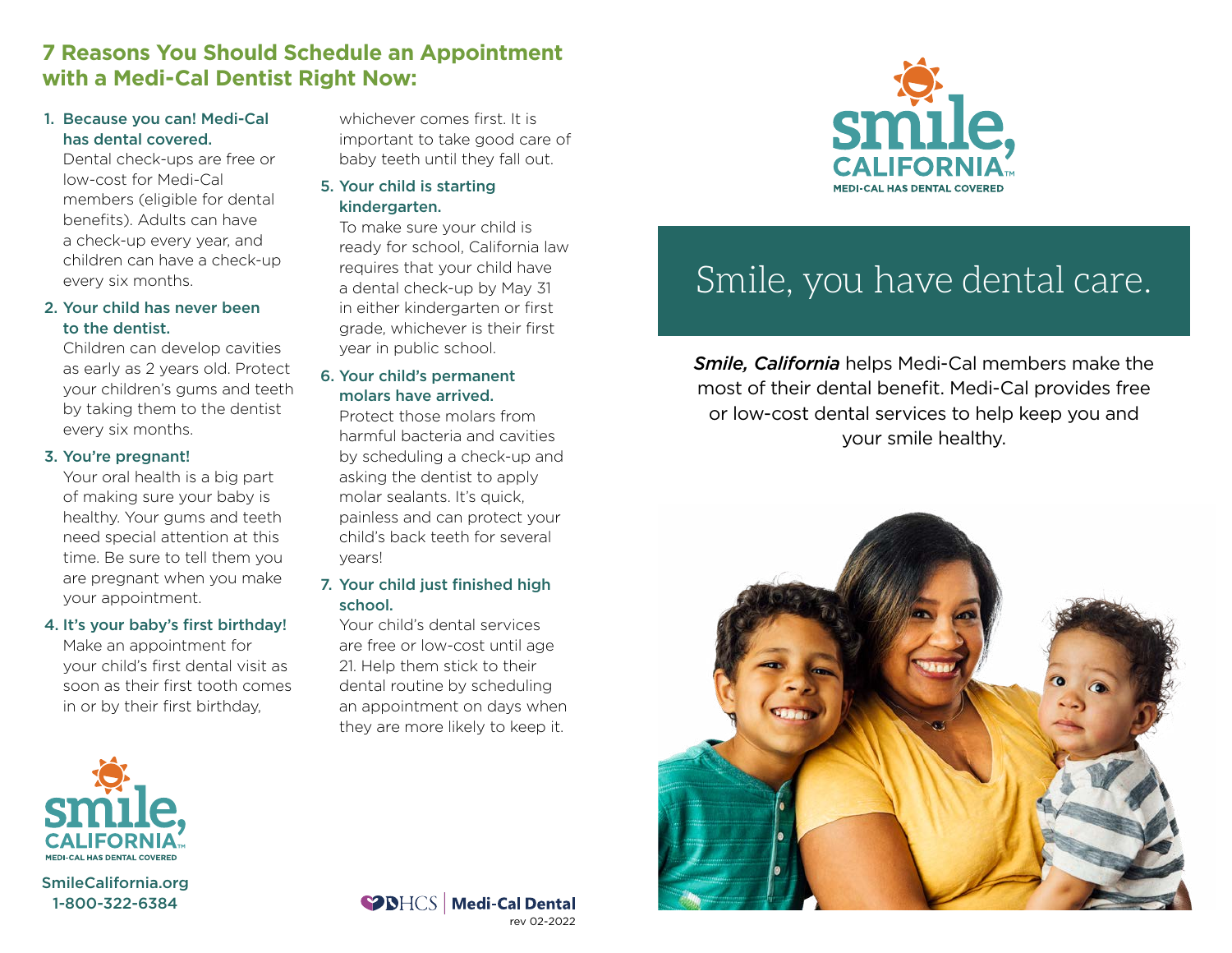## 7 Reasons You Should Schedule an Appointment with a Medi-Cal Dentist Right Now:

1. **Because you can! Medi-Cal has dental covered.**
   Dental check-ups are free or low-cost for Medi-Cal members (eligible for dental benefits). Adults can have a check-up every year, and children can have a check-up every six months.

2. **Your child has never been to the dentist.**
   Children can develop cavities as early as 2 years old. Protect your children's gums and teeth by taking them to the dentist every six months.

3. **You're pregnant!**
   Your oral health is a big part of making sure your baby is healthy. Your gums and teeth need special attention at this time. Be sure to tell them you are pregnant when you make your appointment.

4. **It's your baby's first birthday!**
   Make an appointment for your child's first dental visit as soon as their first tooth comes in or by their first birthday, whichever comes first. It is important to take good care of baby teeth until they fall out.

5. **Your child is starting kindergarten.**
   To make sure your child is ready for school, California law requires that your child have a dental check-up by May 31 in either kindergarten or first grade, whichever is their first year in public school.

6. **Your child's permanent molars have arrived.**
   Protect those molars from harmful bacteria and cavities by scheduling a check-up and asking the dentist to apply molar sealants. It's quick, painless and can protect your child's back teeth for several years!

7. **Your child just finished high school.**
   Your child's dental services are free or low-cost until age 21. Help them stick to their dental routine by scheduling an appointment on days when they are more likely to keep it.

smile, CALIFORNIA™
MEDI-CAL HAS DENTAL COVERED

SmileCalifornia.org
1-800-322-6384

DHCS | Medi-Cal Dental
rev 02-2022

smile, CALIFORNIA™
MEDI-CAL HAS DENTAL COVERED

# Smile, you have dental care.

*Smile, California* helps Medi-Cal members make the most of their dental benefit. Medi-Cal provides free or low-cost dental services to help keep you and your smile healthy.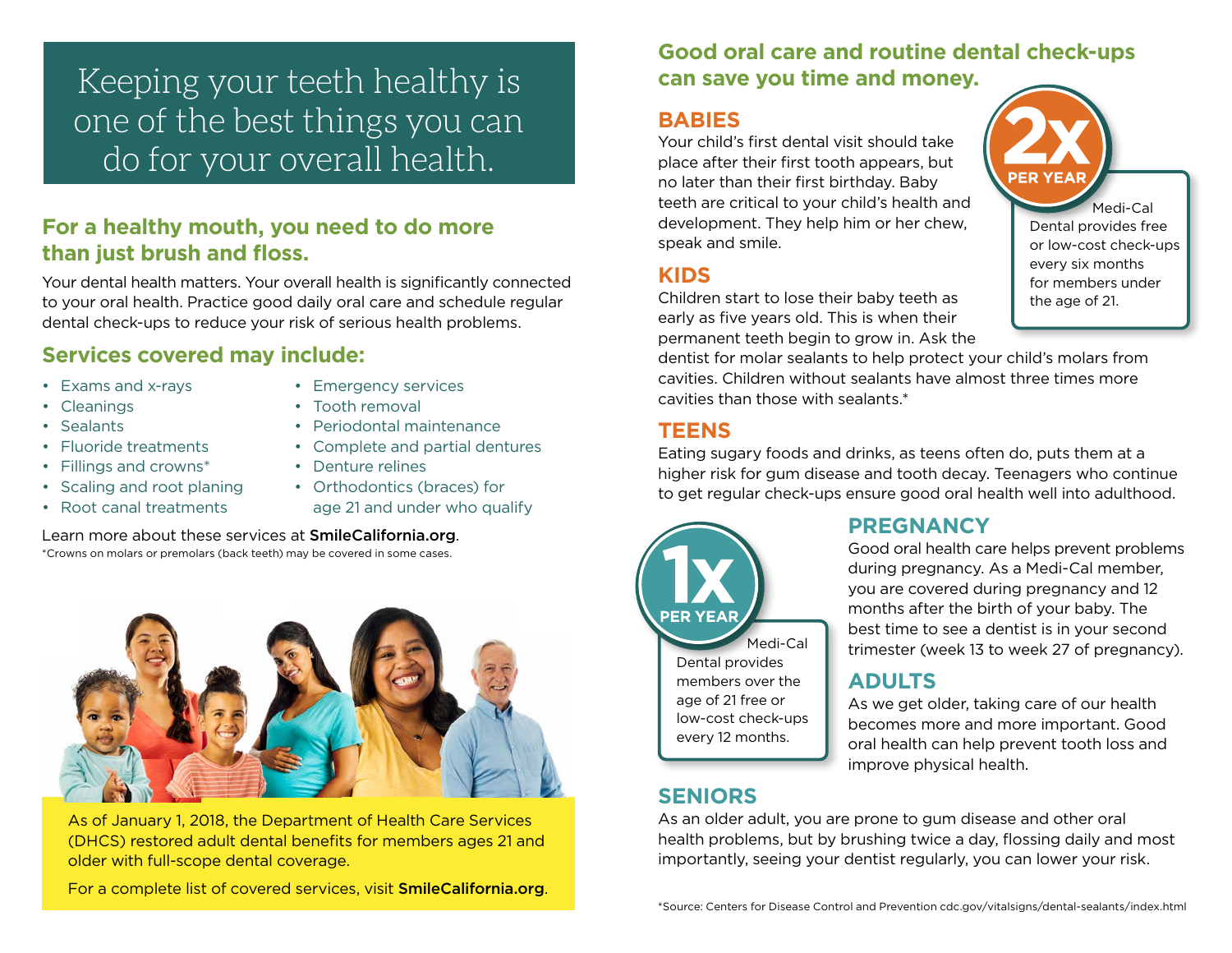# Keeping your teeth healthy is one of the best things you can do for your overall health.

## For a healthy mouth, you need to do more than just brush and floss.

Your dental health matters. Your overall health is significantly connected to your oral health. Practice good daily oral care and schedule regular dental check-ups to reduce your risk of serious health problems.

## Services covered may include:

- Exams and x-rays
- Cleanings
- Sealants
- Fluoride treatments
- Fillings and crowns*
- Scaling and root planing
- Root canal treatments
- Emergency services
- Tooth removal
- Periodontal maintenance
- Complete and partial dentures
- Denture relines
- Orthodontics (braces) for age 21 and under who qualify

Learn more about these services at **SmileCalifornia.org**.

*Crowns on molars or premolars (back teeth) may be covered in some cases.

As of January 1, 2018, the Department of Health Care Services (DHCS) restored adult dental benefits for members ages 21 and older with full-scope dental coverage.

For a complete list of covered services, visit **SmileCalifornia.org**.

## Good oral care and routine dental check-ups can save you time and money.

### BABIES

Your child's first dental visit should take place after their first tooth appears, but no later than their first birthday. Baby teeth are critical to your child's health and development. They help him or her chew, speak and smile.

**2x PER YEAR**

Medi-Cal Dental provides free or low-cost check-ups every six months for members under the age of 21.

### KIDS

Children start to lose their baby teeth as early as five years old. This is when their permanent teeth begin to grow in. Ask the dentist for molar sealants to help protect your child's molars from cavities. Children without sealants have almost three times more cavities than those with sealants.*

### TEENS

Eating sugary foods and drinks, as teens often do, puts them at a higher risk for gum disease and tooth decay. Teenagers who continue to get regular check-ups ensure good oral health well into adulthood.

**1x PER YEAR**

Medi-Cal Dental provides members over the age of 21 free or low-cost check-ups every 12 months.

### PREGNANCY

Good oral health care helps prevent problems during pregnancy. As a Medi-Cal member, you are covered during pregnancy and 12 months after the birth of your baby. The best time to see a dentist is in your second trimester (week 13 to week 27 of pregnancy).

### ADULTS

As we get older, taking care of our health becomes more and more important. Good oral health can help prevent tooth loss and improve physical health.

### SENIORS

As an older adult, you are prone to gum disease and other oral health problems, but by brushing twice a day, flossing daily and most importantly, seeing your dentist regularly, you can lower your risk.

*Source: Centers for Disease Control and Prevention cdc.gov/vitalsigns/dental-sealants/index.html